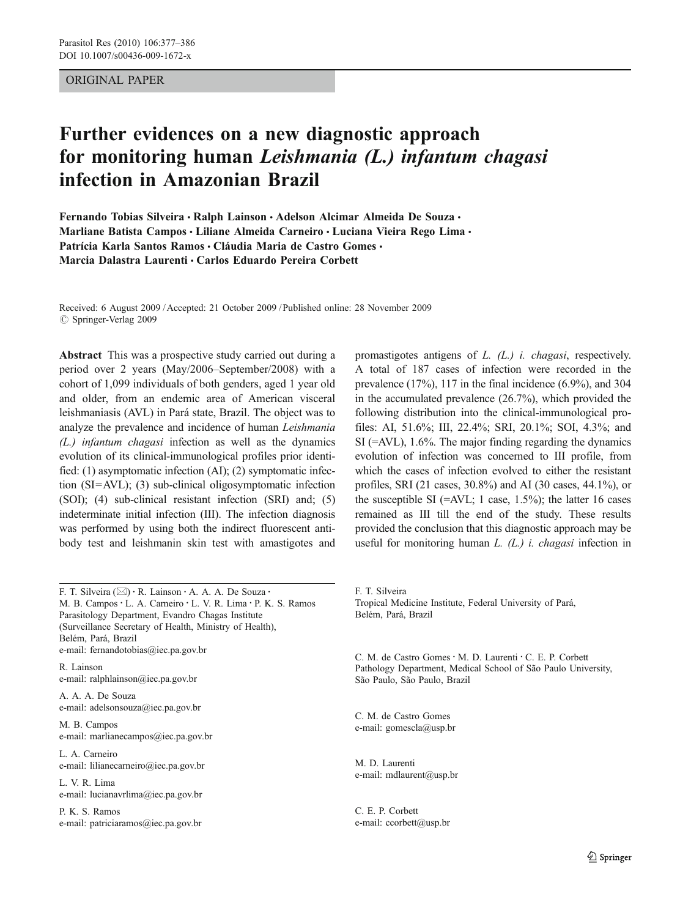ORIGINAL PAPER

# Further evidences on a new diagnostic approach for monitoring human *Leishmania (L.) infantum chagasi* infection in Amazonian Brazil

**Fernando Tobias Silveira · Ralph Lainson · Adelson Alcimar Almeida De Souza · Marliane Batista Campos · Liliane Almeida Carneiro · Luciana Vieira Rego Lima · Patrícia Karla Santos Ramos · Cláudia Maria de Castro Gomes · Marcia Dalastra Laurenti · Carlos Eduardo Pereira Corbett**

Received: 6 August 2009 / Accepted: 21 October 2009 / Published online: 28 November 2009
© Springer-Verlag 2009

**Abstract** This was a prospective study carried out during a period over 2 years (May/2006–September/2008) with a cohort of 1,099 individuals of both genders, aged 1 year old and older, from an endemic area of American visceral leishmaniasis (AVL) in Pará state, Brazil. The object was to analyze the prevalence and incidence of human *Leishmania (L.) infantum chagasi* infection as well as the dynamics evolution of its clinical-immunological profiles prior identified: (1) asymptomatic infection (AI); (2) symptomatic infection (SI=AVL); (3) sub-clinical oligosymptomatic infection (SOI); (4) sub-clinical resistant infection (SRI) and; (5) indeterminate initial infection (III). The infection diagnosis was performed by using both the indirect fluorescent antibody test and leishmanin skin test with amastigotes and promastigotes antigens of *L. (L.) i. chagasi*, respectively. A total of 187 cases of infection were recorded in the prevalence (17%), 117 in the final incidence (6.9%), and 304 in the accumulated prevalence (26.7%), which provided the following distribution into the clinical-immunological profiles: AI, 51.6%; III, 22.4%; SRI, 20.1%; SOI, 4.3%; and SI (=AVL), 1.6%. The major finding regarding the dynamics evolution of infection was concerned to III profile, from which the cases of infection evolved to either the resistant profiles, SRI (21 cases, 30.8%) and AI (30 cases, 44.1%), or the susceptible SI (=AVL; 1 case, 1.5%); the latter 16 cases remained as III till the end of the study. These results provided the conclusion that this diagnostic approach may be useful for monitoring human *L. (L.) i. chagasi* infection in

F. T. Silveira (✉) · R. Lainson · A. A. A. De Souza · M. B. Campos · L. A. Carneiro · L. V. R. Lima · P. K. S. Ramos
Parasitology Department, Evandro Chagas Institute (Surveillance Secretary of Health, Ministry of Health), Belém, Pará, Brazil
e-mail: fernandotobias@iec.pa.gov.br

R. Lainson
e-mail: ralphlainson@iec.pa.gov.br

A. A. A. De Souza
e-mail: adelsonsouza@iec.pa.gov.br

M. B. Campos
e-mail: marlianecampos@iec.pa.gov.br

L. A. Carneiro
e-mail: lilianecarneiro@iec.pa.gov.br

L. V. R. Lima
e-mail: lucianavrlima@iec.pa.gov.br

P. K. S. Ramos
e-mail: patriciaramos@iec.pa.gov.br

F. T. Silveira
Tropical Medicine Institute, Federal University of Pará, Belém, Pará, Brazil

C. M. de Castro Gomes · M. D. Laurenti · C. E. P. Corbett
Pathology Department, Medical School of São Paulo University, São Paulo, São Paulo, Brazil

C. M. de Castro Gomes
e-mail: gomescla@usp.br

M. D. Laurenti
e-mail: mdlaurent@usp.br

C. E. P. Corbett
e-mail: ccorbett@usp.br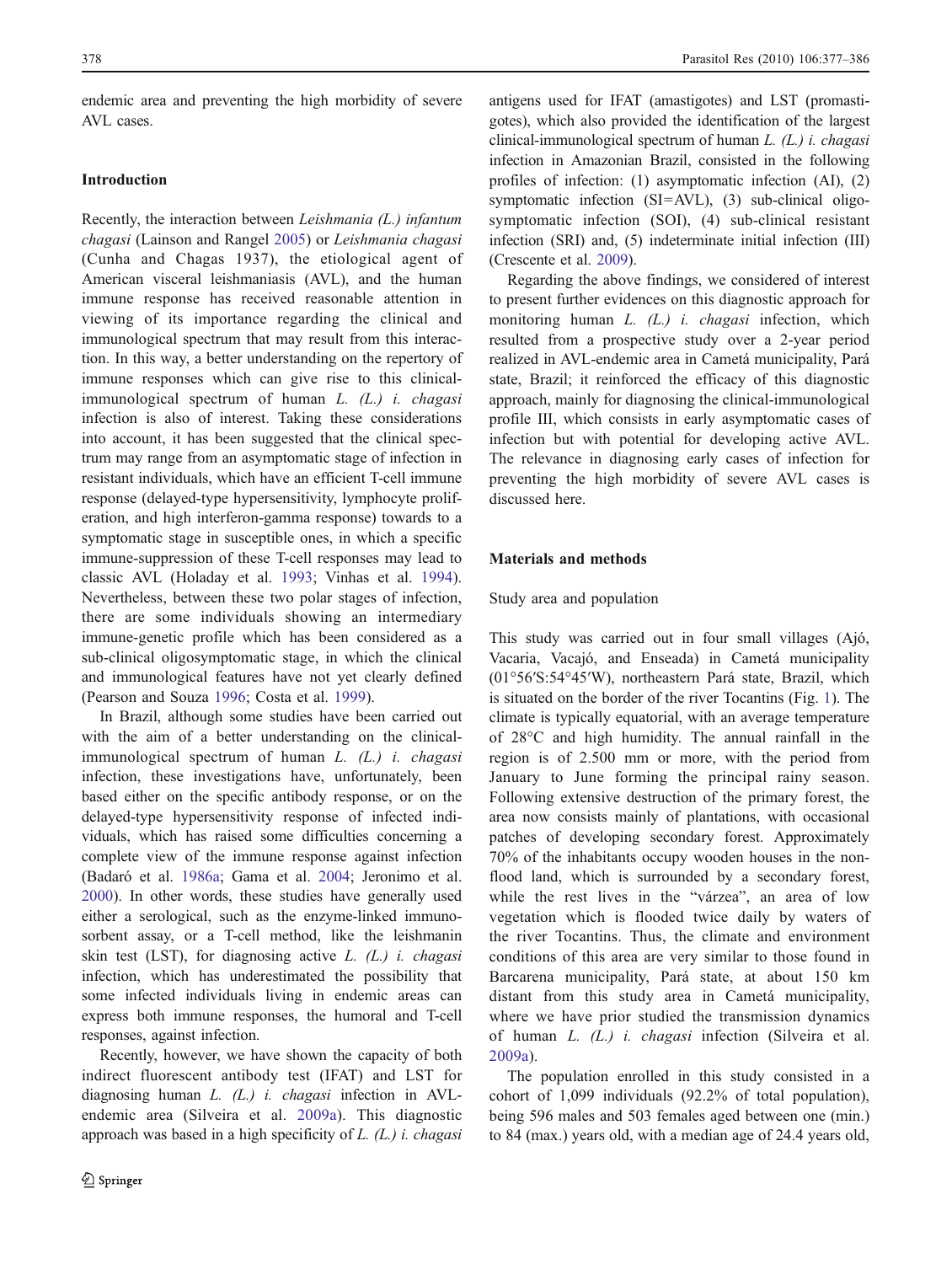endemic area and preventing the high morbidity of severe AVL cases.

## Introduction

Recently, the interaction between *Leishmania (L.) infantum chagasi* (Lainson and Rangel 2005) or *Leishmania chagasi* (Cunha and Chagas 1937), the etiological agent of American visceral leishmaniasis (AVL), and the human immune response has received reasonable attention in viewing of its importance regarding the clinical and immunological spectrum that may result from this interaction. In this way, a better understanding on the repertory of immune responses which can give rise to this clinical-immunological spectrum of human *L. (L.) i. chagasi* infection is also of interest. Taking these considerations into account, it has been suggested that the clinical spectrum may range from an asymptomatic stage of infection in resistant individuals, which have an efficient T-cell immune response (delayed-type hypersensitivity, lymphocyte proliferation, and high interferon-gamma response) towards to a symptomatic stage in susceptible ones, in which a specific immune-suppression of these T-cell responses may lead to classic AVL (Holaday et al. 1993; Vinhas et al. 1994). Nevertheless, between these two polar stages of infection, there are some individuals showing an intermediary immune-genetic profile which has been considered as a sub-clinical oligosymptomatic stage, in which the clinical and immunological features have not yet clearly defined (Pearson and Souza 1996; Costa et al. 1999).

In Brazil, although some studies have been carried out with the aim of a better understanding of the clinical-immunological spectrum of human *L. (L.) i. chagasi* infection, these investigations have, unfortunately, been based either on the specific antibody response, or on the delayed-type hypersensitivity response of infected individuals, which has raised some difficulties concerning a complete view of the immune response against infection (Badaró et al. 1986a; Gama et al. 2004; Jeronimo et al. 2000). In other words, these studies have generally used either a serological, such as the enzyme-linked immunosorbent assay, or a T-cell method, like the leishmanin skin test (LST), for diagnosing active *L. (L.) i. chagasi* infection, which has underestimated the possibility that some infected individuals living in endemic areas can express both immune responses, the humoral and T-cell responses, against infection.

Recently, however, we have shown the capacity of both indirect fluorescent antibody test (IFAT) and LST for diagnosing human *L. (L.) i. chagasi* infection in AVL-endemic area (Silveira et al. 2009a). This diagnostic approach was based in a high specificity of *L. (L.) i. chagasi* antigens used for IFAT (amastigotes) and LST (promastigotes), which also provided the identification of the largest clinical-immunological spectrum of human *L. (L.) i. chagasi* infection in Amazonian Brazil, consisted in the following profiles of infection: (1) asymptomatic infection (AI), (2) symptomatic infection (SI=AVL), (3) sub-clinical oligosymptomatic infection (SOI), (4) sub-clinical resistant infection (SRI) and, (5) indeterminate initial infection (III) (Crescente et al. 2009).

Regarding the above findings, we considered of interest to present further evidences on this diagnostic approach for monitoring human *L. (L.) i. chagasi* infection, which resulted from a prospective study over a 2-year period realized in AVL-endemic area in Cametá municipality, Pará state, Brazil; it reinforced the efficacy of this diagnostic approach, mainly for diagnosing the clinical-immunological profile III, which consists in early asymptomatic cases of infection but with potential for developing active AVL. The relevance in diagnosing early cases of infection for preventing the high morbidity of severe AVL cases is discussed here.

## Materials and methods

### Study area and population

This study was carried out in four small villages (Ajó, Vacaria, Vacajó, and Enseada) in Cametá municipality (01°56′S:54°45′W), northeastern Pará state, Brazil, which is situated on the border of the river Tocantins (Fig. 1). The climate is typically equatorial, with an average temperature of 28°C and high humidity. The annual rainfall in the region is of 2.500 mm or more, with the period from January to June forming the principal rainy season. Following extensive destruction of the primary forest, the area now consists mainly of plantations, with occasional patches of developing secondary forest. Approximately 70% of the inhabitants occupy wooden houses in the non-flood land, which is surrounded by a secondary forest, while the rest lives in the "várzea", an area of low vegetation which is flooded twice daily by waters of the river Tocantins. Thus, the climate and environment conditions of this area are very similar to those found in Barcarena municipality, Pará state, at about 150 km distant from this study area in Cametá municipality, where we have prior studied the transmission dynamics of human *L. (L.) i. chagasi* infection (Silveira et al. 2009a).

The population enrolled in this study consisted in a cohort of 1,099 individuals (92.2% of total population), being 596 males and 503 females aged between one (min.) to 84 (max.) years old, with a median age of 24.4 years old,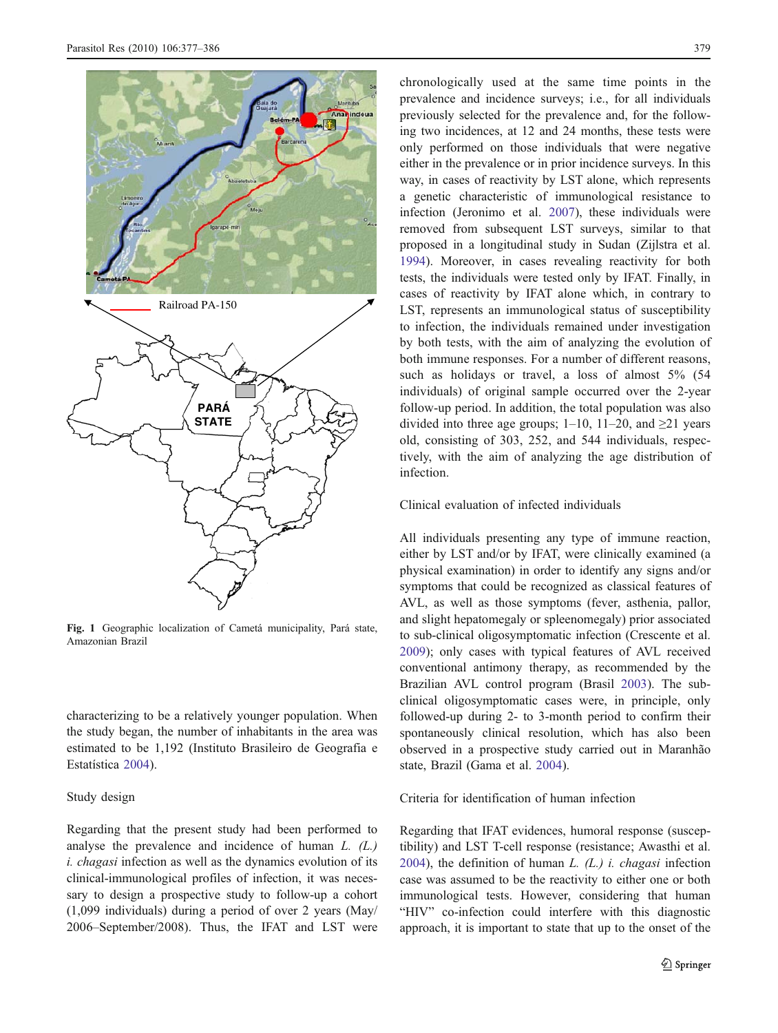Fig. 1 Geographic localization of Cametá municipality, Pará state, Amazonian Brazil

characterizing to be a relatively younger population. When the study began, the number of inhabitants in the area was estimated to be 1,192 (Instituto Brasileiro de Geografia e Estatística 2004).

### Study design

Regarding that the present study had been performed to analyse the prevalence and incidence of human *L. (L.) i. chagasi* infection as well as the dynamics evolution of its clinical-immunological profiles of infection, it was necessary to design a prospective study to follow-up a cohort (1,099 individuals) during a period of over 2 years (May/2006–September/2008). Thus, the IFAT and LST were chronologically used at the same time points in the prevalence and incidence surveys; i.e., for all individuals previously selected for the prevalence and, for the following two incidences, at 12 and 24 months, these tests were only performed on those individuals that were negative either in the prevalence or in prior incidence surveys. In this way, in cases of reactivity by LST alone, which represents a genetic characteristic of immunological resistance to infection (Jeronimo et al. 2007), these individuals were removed from subsequent LST surveys, similar to that proposed in a longitudinal study in Sudan (Zijlstra et al. 1994). Moreover, in cases revealing reactivity for both tests, the individuals were tested only by IFAT. Finally, in cases of reactivity by IFAT alone which, in contrary to LST, represents an immunological status of susceptibility to infection, the individuals remained under investigation by both tests, with the aim of analyzing the evolution of both immune responses. For a number of different reasons, such as holidays or travel, a loss of almost 5% (54 individuals) of original sample occurred over the 2-year follow-up period. In addition, the total population was also divided into three age groups; 1–10, 11–20, and ≥21 years old, consisting of 303, 252, and 544 individuals, respectively, with the aim of analyzing the age distribution of infection.

### Clinical evaluation of infected individuals

All individuals presenting any type of immune reaction, either by LST and/or by IFAT, were clinically examined (a physical examination) in order to identify any signs and/or symptoms that could be recognized as classical features of AVL, as well as those symptoms (fever, asthenia, pallor, and slight hepatomegaly or spleenomegaly) prior associated to sub-clinical oligosymptomatic infection (Crescente et al. 2009); only cases with typical features of AVL received conventional antimony therapy, as recommended by the Brazilian AVL control program (Brasil 2003). The sub-clinical oligosymptomatic cases were, in principle, only followed-up during 2- to 3-month period to confirm their spontaneously clinical resolution, which has also been observed in a prospective study carried out in Maranhão state, Brazil (Gama et al. 2004).

### Criteria for identification of human infection

Regarding that IFAT evidences, humoral response (susceptibility) and LST T-cell response (resistance; Awasthi et al. 2004), the definition of human *L. (L.) i. chagasi* infection case was assumed to be the reactivity to either one or both immunological tests. However, considering that human "HIV" co-infection could interfere with this diagnostic approach, it is important to state that up to the onset of the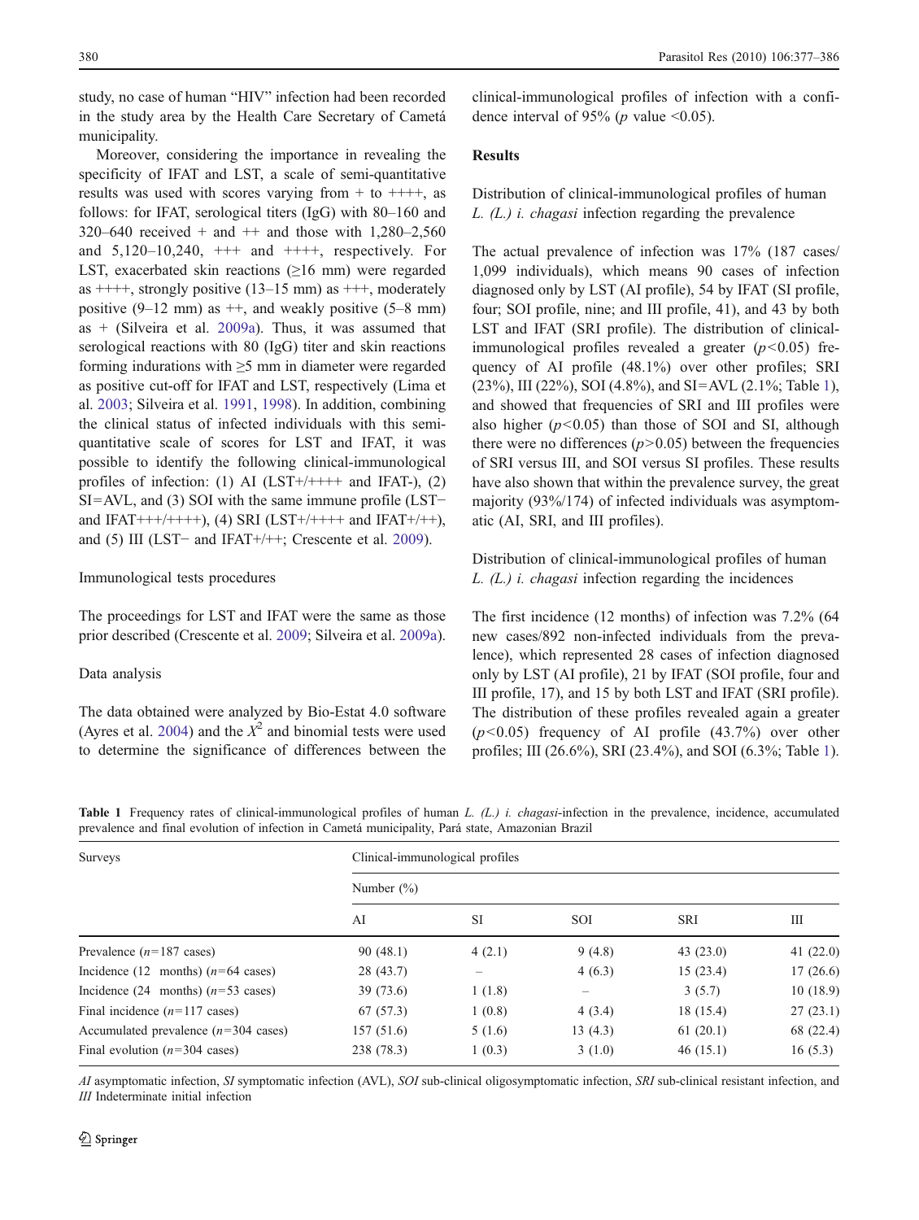study, no case of human "HIV" infection had been recorded in the study area by the Health Care Secretary of Cametá municipality.

Moreover, considering the importance in revealing the specificity of IFAT and LST, a scale of semi-quantitative results was used with scores varying from + to ++++, as follows: for IFAT, serological titers (IgG) with 80–160 and 320–640 received + and ++ and those with 1,280–2,560 and 5,120–10,240, +++ and ++++, respectively. For LST, exacerbated skin reactions (≥16 mm) were regarded as ++++, strongly positive (13–15 mm) as +++, moderately positive (9–12 mm) as ++, and weakly positive (5–8 mm) as + (Silveira et al. 2009a). Thus, it was assumed that serological reactions with 80 (IgG) titer and skin reactions forming indurations with ≥5 mm in diameter were regarded as positive cut-off for IFAT and LST, respectively (Lima et al. 2003; Silveira et al. 1991, 1998). In addition, combining the clinical status of infected individuals with this semi-quantitative scale of scores for LST and IFAT, it was possible to identify the following clinical-immunological profiles of infection: (1) AI (LST+/++++ and IFAT-), (2) SI=AVL, and (3) SOI with the same immune profile (LST− and IFAT+++/++++), (4) SRI (LST+/++++ and IFAT+/++), and (5) III (LST− and IFAT+/++; Crescente et al. 2009).

Immunological tests procedures

The proceedings for LST and IFAT were the same as those prior described (Crescente et al. 2009; Silveira et al. 2009a).

Data analysis

The data obtained were analyzed by Bio-Estat 4.0 software (Ayres et al. 2004) and the $X^2$ and binomial tests were used to determine the significance of differences between the clinical-immunological profiles of infection with a confidence interval of 95% ($p$ value <0.05).

## Results

Distribution of clinical-immunological profiles of human *L. (L.) i. chagasi* infection regarding the prevalence

The actual prevalence of infection was 17% (187 cases/ 1,099 individuals), which means 90 cases of infection diagnosed only by LST (AI profile), 54 by IFAT (SI profile, four; SOI profile, nine; and III profile, 41), and 43 by both LST and IFAT (SRI profile). The distribution of clinical-immunological profiles revealed a greater ($p<0.05$) frequency of AI profile (48.1%) over other profiles; SRI (23%), III (22%), SOI (4.8%), and SI=AVL (2.1%; Table 1), and showed that frequencies of SRI and III profiles were also higher ($p<0.05$) than those of SOI and SI, although there were no differences ($p>0.05$) between the frequencies of SRI versus III, and SOI versus SI profiles. These results have also shown that within the prevalence survey, the great majority (93%/174) of infected individuals was asymptomatic (AI, SRI, and III profiles).

Distribution of clinical-immunological profiles of human *L. (L.) i. chagasi* infection regarding the incidences

The first incidence (12 months) of infection was 7.2% (64 new cases/892 non-infected individuals from the prevalence), which represented 28 cases of infection diagnosed only by LST (AI profile), 21 by IFAT (SOI profile, four and III profile, 17), and 15 by both LST and IFAT (SRI profile). The distribution of these profiles revealed again a greater ($p<0.05$) frequency of AI profile (43.7%) over other profiles; III (26.6%), SRI (23.4%), and SOI (6.3%; Table 1).

**Table 1** Frequency rates of clinical-immunological profiles of human *L. (L.) i. chagasi*-infection in the prevalence, incidence, accumulated prevalence and final evolution of infection in Cametá municipality, Pará state, Amazonian Brazil

| Surveys | Clinical-immunological profiles | | | | |
|---|---|---|---|---|---|
| | Number (%) | | | | |
| | AI | SI | SOI | SRI | III |
| Prevalence ($n$=187 cases) | 90 (48.1) | 4 (2.1) | 9 (4.8) | 43 (23.0) | 41 (22.0) |
| Incidence (12 months) ($n$=64 cases) | 28 (43.7) | – | 4 (6.3) | 15 (23.4) | 17 (26.6) |
| Incidence (24 months) ($n$=53 cases) | 39 (73.6) | 1 (1.8) | – | 3 (5.7) | 10 (18.9) |
| Final incidence ($n$=117 cases) | 67 (57.3) | 1 (0.8) | 4 (3.4) | 18 (15.4) | 27 (23.1) |
| Accumulated prevalence ($n$=304 cases) | 157 (51.6) | 5 (1.6) | 13 (4.3) | 61 (20.1) | 68 (22.4) |
| Final evolution ($n$=304 cases) | 238 (78.3) | 1 (0.3) | 3 (1.0) | 46 (15.1) | 16 (5.3) |

*AI* asymptomatic infection, *SI* symptomatic infection (AVL), *SOI* sub-clinical oligosymptomatic infection, *SRI* sub-clinical resistant infection, and *III* Indeterminate initial infection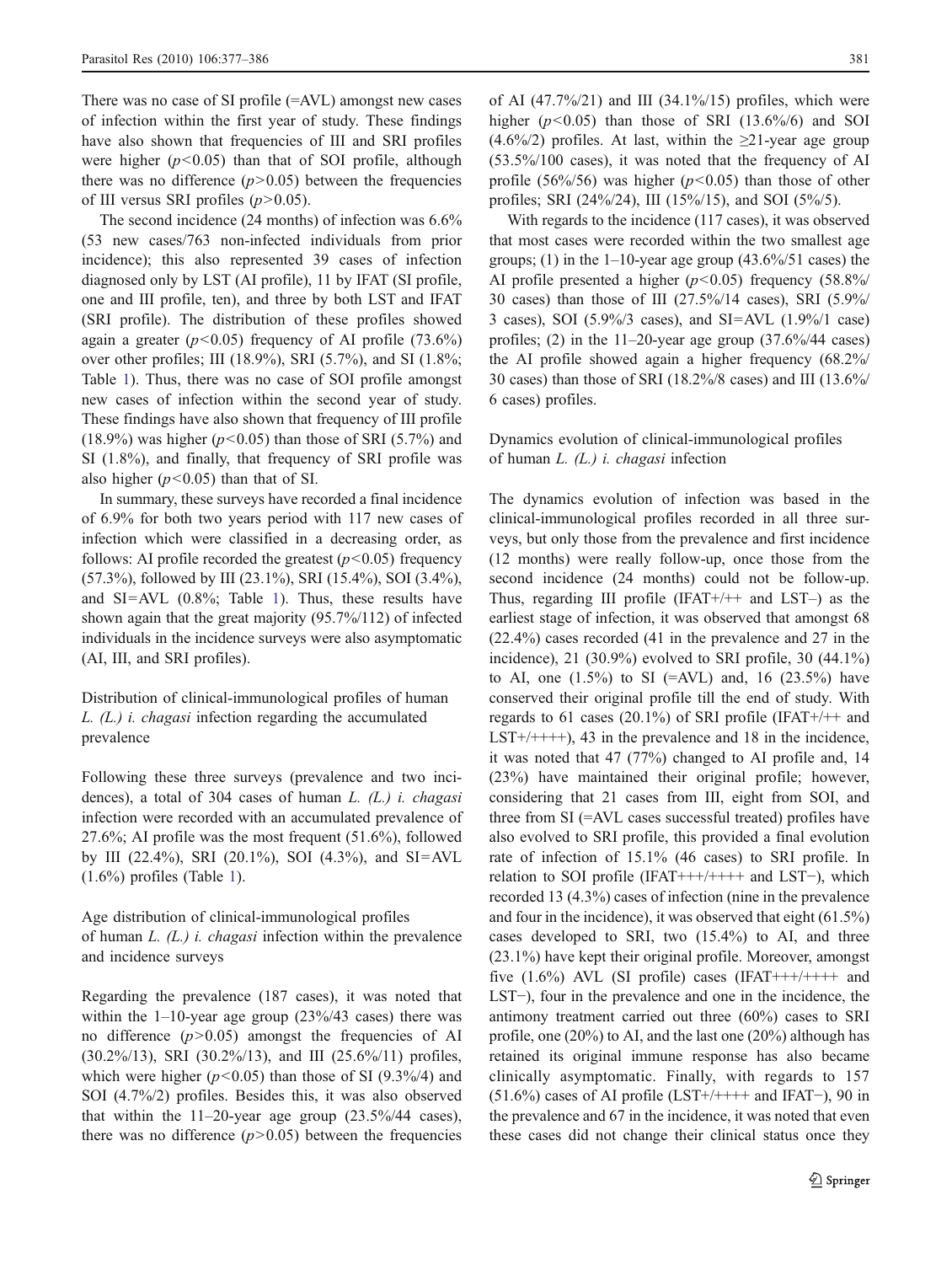There was no case of SI profile (=AVL) amongst new cases of infection within the first year of study. These findings have also shown that frequencies of III and SRI profiles were higher ($p<0.05$) than that of SOI profile, although there was no difference ($p>0.05$) between the frequencies of III versus SRI profiles ($p>0.05$).

The second incidence (24 months) of infection was 6.6% (53 new cases/763 non-infected individuals from prior incidence); this also represented 39 cases of infection diagnosed only by LST (AI profile), 11 by IFAT (SI profile, one and III profile, ten), and three by both LST and IFAT (SRI profile). The distribution of these profiles showed again a greater ($p<0.05$) frequency of AI profile (73.6%) over other profiles; III (18.9%), SRI (5.7%), and SI (1.8%; Table 1). Thus, there was no case of SOI profile amongst new cases of infection within the second year of study. These findings have also shown that frequency of III profile (18.9%) was higher ($p<0.05$) than those of SRI (5.7%) and SI (1.8%), and finally, that frequency of SRI profile was also higher ($p<0.05$) than that of SI.

In summary, these surveys have recorded a final incidence of 6.9% for both two years period with 117 new cases of infection which were classified in a decreasing order, as follows: AI profile recorded the greatest ($p<0.05$) frequency (57.3%), followed by III (23.1%), SRI (15.4%), SOI (3.4%), and SI=AVL (0.8%; Table 1). Thus, these results have shown again that the great majority (95.7%/112) of infected individuals in the incidence surveys were also asymptomatic (AI, III, and SRI profiles).

## Distribution of clinical-immunological profiles of human *L. (L.) i. chagasi* infection regarding the accumulated prevalence

Following these three surveys (prevalence and two incidences), a total of 304 cases of human *L. (L.) i. chagasi* infection were recorded with an accumulated prevalence of 27.6%; AI profile was the most frequent (51.6%), followed by III (22.4%), SRI (20.1%), SOI (4.3%), and SI=AVL (1.6%) profiles (Table 1).

## Age distribution of clinical-immunological profiles of human *L. (L.) i. chagasi* infection within the prevalence and incidence surveys

Regarding the prevalence (187 cases), it was noted that within the 1–10-year age group (23%/43 cases) there was no difference ($p>0.05$) amongst the frequencies of AI (30.2%/13), SRI (30.2%/13), and III (25.6%/11) profiles, which were higher ($p<0.05$) than those of SI (9.3%/4) and SOI (4.7%/2) profiles. Besides this, it was also observed that within the 11–20-year age group (23.5%/44 cases), there was no difference ($p>0.05$) between the frequencies of AI (47.7%/21) and III (34.1%/15) profiles, which were higher ($p<0.05$) than those of SRI (13.6%/6) and SOI (4.6%/2) profiles. At last, within the ≥21-year age group (53.5%/100 cases), it was noted that the frequency of AI profile (56%/56) was higher ($p<0.05$) than those of other profiles; SRI (24%/24), III (15%/15), and SOI (5%/5).

With regards to the incidence (117 cases), it was observed that most cases were recorded within the two smallest age groups; (1) in the 1–10-year age group (43.6%/51 cases) the AI profile presented a higher ($p<0.05$) frequency (58.8%/30 cases) than those of III (27.5%/14 cases), SRI (5.9%/3 cases), SOI (5.9%/3 cases), and SI=AVL (1.9%/1 case) profiles; (2) in the 11–20-year age group (37.6%/44 cases) the AI profile showed again a higher frequency (68.2%/30 cases) than those of SRI (18.2%/8 cases) and III (13.6%/6 cases) profiles.

## Dynamics evolution of clinical-immunological profiles of human *L. (L.) i. chagasi* infection

The dynamics evolution of infection was based in the clinical-immunological profiles recorded in all three surveys, but only those from the prevalence and first incidence (12 months) were really follow-up, once those from the second incidence (24 months) could not be follow-up. Thus, regarding III profile (IFAT+/++ and LST–) as the earliest stage of infection, it was observed that amongst 68 (22.4%) cases recorded (41 in the prevalence and 27 in the incidence), 21 (30.9%) evolved to SRI profile, 30 (44.1%) to AI, one (1.5%) to SI (=AVL) and, 16 (23.5%) have conserved their original profile till the end of study. With regards to 61 cases (20.1%) of SRI profile (IFAT+/++ and LST+/++++), 43 in the prevalence and 18 in the incidence, it was noted that 47 (77%) changed to AI profile and, 14 (23%) have maintained their original profile; however, considering that 21 cases from III, eight from SOI, and three from SI (=AVL cases successful treated) profiles have also evolved to SRI profile, this provided a final evolution rate of infection of 15.1% (46 cases) to SRI profile. In relation to SOI profile (IFAT+++/++++ and LST−), which recorded 13 (4.3%) cases of infection (nine in the prevalence and four in the incidence), it was observed that eight (61.5%) cases developed to SRI, two (15.4%) to AI, and three (23.1%) have kept their original profile. Moreover, amongst five (1.6%) AVL (SI profile) cases (IFAT+++/++++ and LST−), four in the prevalence and one in the incidence, the antimony treatment carried out three (60%) cases to SRI profile, one (20%) to AI, and the last one (20%) although has retained its original immune response has also became clinically asymptomatic. Finally, with regards to 157 (51.6%) cases of AI profile (LST+/++++ and IFAT−), 90 in the prevalence and 67 in the incidence, it was noted that even these cases did not change their clinical status once they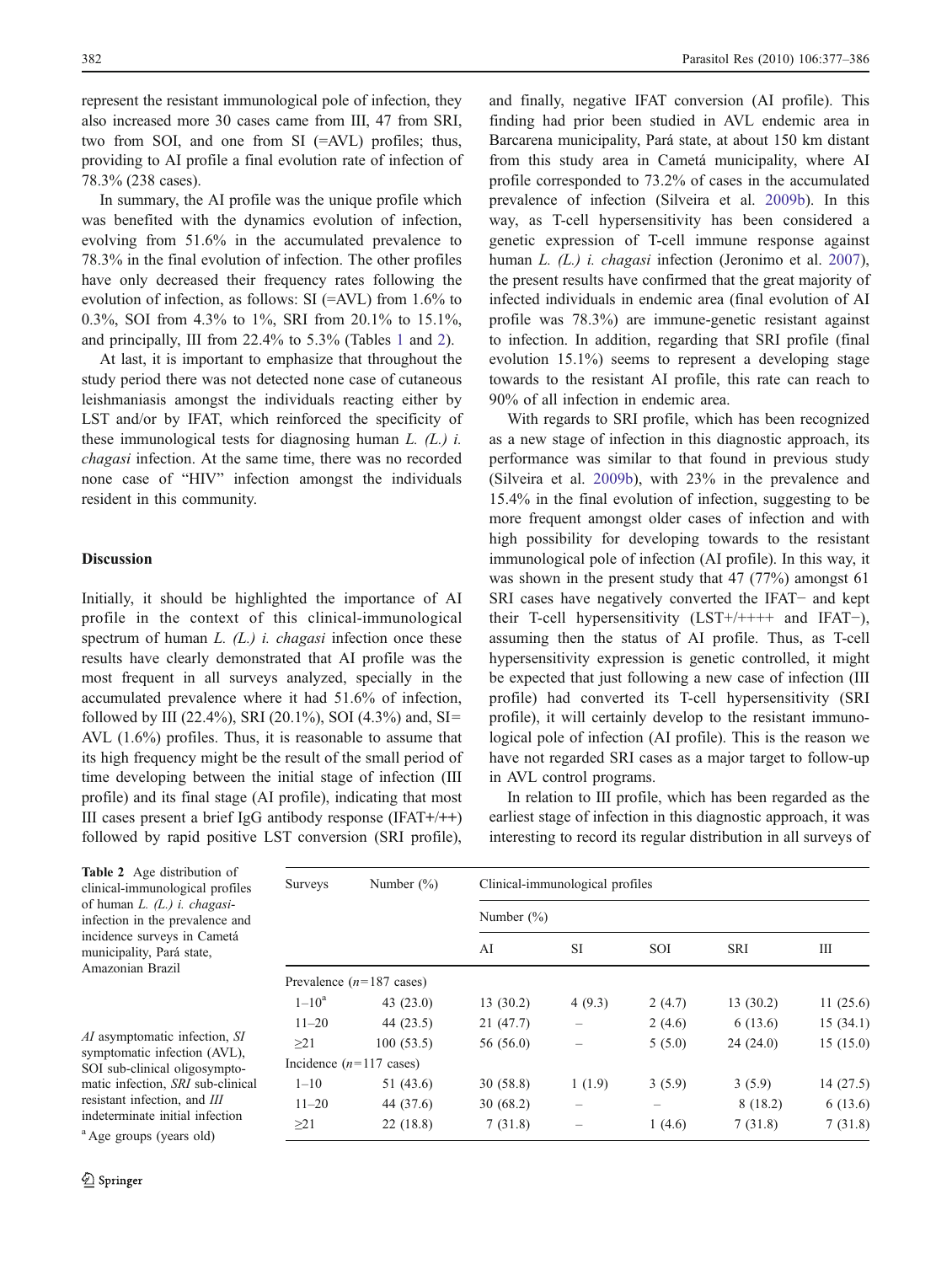represent the resistant immunological pole of infection, they also increased more 30 cases came from III, 47 from SRI, two from SOI, and one from SI (=AVL) profiles; thus, providing to AI profile a final evolution rate of infection of 78.3% (238 cases).

In summary, the AI profile was the unique profile which was benefited with the dynamics evolution of infection, evolving from 51.6% in the accumulated prevalence to 78.3% in the final evolution of infection. The other profiles have only decreased their frequency rates following the evolution of infection, as follows: SI (=AVL) from 1.6% to 0.3%, SOI from 4.3% to 1%, SRI from 20.1% to 15.1%, and principally, III from 22.4% to 5.3% (Tables 1 and 2).

At last, it is important to emphasize that throughout the study period there was not detected none case of cutaneous leishmaniasis amongst the individuals reacting either by LST and/or by IFAT, which reinforced the specificity of these immunological tests for diagnosing human *L. (L.) i. chagasi* infection. At the same time, there was no recorded none case of "HIV" infection amongst the individuals resident in this community.

## Discussion

Initially, it should be highlighted the importance of AI profile in the context of this clinical-immunological spectrum of human *L. (L.) i. chagasi* infection once these results have clearly demonstrated that AI profile was the most frequent in all surveys analyzed, specially in the accumulated prevalence where it had 51.6% of infection, followed by III (22.4%), SRI (20.1%), SOI (4.3%) and, SI= AVL (1.6%) profiles. Thus, it is reasonable to assume that its high frequency might be the result of the small period of time developing between the initial stage of infection (III profile) and its final stage (AI profile), indicating that most III cases present a brief IgG antibody response (IFAT+/++) followed by rapid positive LST conversion (SRI profile), and finally, negative IFAT conversion (AI profile). This finding had prior been studied in AVL endemic area in Barcarena municipality, Pará state, at about 150 km distant from this study area in Cametá municipality, where AI profile corresponded to 73.2% of cases in the accumulated prevalence of infection (Silveira et al. 2009b). In this way, as T-cell hypersensitivity has been considered a genetic expression of T-cell immune response against human *L. (L.) i. chagasi* infection (Jeronimo et al. 2007), the present results have confirmed that the great majority of infected individuals in endemic area (final evolution of AI profile was 78.3%) are immune-genetic resistant against to infection. In addition, regarding that SRI profile (final evolution 15.1%) seems to represent a developing stage towards to the resistant AI profile, this rate can reach to 90% of all infection in endemic area.

With regards to SRI profile, which has been recognized as a new stage of infection in this diagnostic approach, its performance was similar to that found in previous study (Silveira et al. 2009b), with 23% in the prevalence and 15.4% in the final evolution of infection, suggesting to be more frequent amongst older cases of infection and with high possibility for developing towards to the resistant immunological pole of infection (AI profile). In this way, it was shown in the present study that 47 (77%) amongst 61 SRI cases have negatively converted the IFAT− and kept their T-cell hypersensitivity (LST+/++++ and IFAT−), assuming then the status of AI profile. Thus, as T-cell hypersensitivity expression is genetic controlled, it might be expected that just following a new case of infection (III profile) had converted its T-cell hypersensitivity (SRI profile), it will certainly develop to the resistant immunological pole of infection (AI profile). This is the reason we have not regarded SRI cases as a major target to follow-up in AVL control programs.

In relation to III profile, which has been regarded as the earliest stage of infection in this diagnostic approach, it was interesting to record its regular distribution in all surveys of

**Table 2** Age distribution of clinical-immunological profiles of human *L. (L.) i. chagasi*-infection in the prevalence and incidence surveys in Cametá municipality, Pará state, Amazonian Brazil

| Surveys | Number (%) | Clinical-immunological profiles | | | | |
|---|---|---|---|---|---|---|
| | | Number (%) | | | | |
| | | AI | SI | SOI | SRI | III |
| Prevalence (*n*=187 cases) | | | | | | |
| 1–10[a] | 43 (23.0) | 13 (30.2) | 4 (9.3) | 2 (4.7) | 13 (30.2) | 11 (25.6) |
| 11–20 | 44 (23.5) | 21 (47.7) | – | 2 (4.6) | 6 (13.6) | 15 (34.1) |
| ≥21 | 100 (53.5) | 56 (56.0) | – | 5 (5.0) | 24 (24.0) | 15 (15.0) |
| Incidence (*n*=117 cases) | | | | | | |
| 1–10 | 51 (43.6) | 30 (58.8) | 1 (1.9) | 3 (5.9) | 3 (5.9) | 14 (27.5) |
| 11–20 | 44 (37.6) | 30 (68.2) | – | – | 8 (18.2) | 6 (13.6) |
| ≥21 | 22 (18.8) | 7 (31.8) | – | 1 (4.6) | 7 (31.8) | 7 (31.8) |

*AI* asymptomatic infection, *SI* symptomatic infection (AVL), *SOI* sub-clinical oligosymptomatic infection, *SRI* sub-clinical resistant infection, and *III* indeterminate initial infection

[a] Age groups (years old)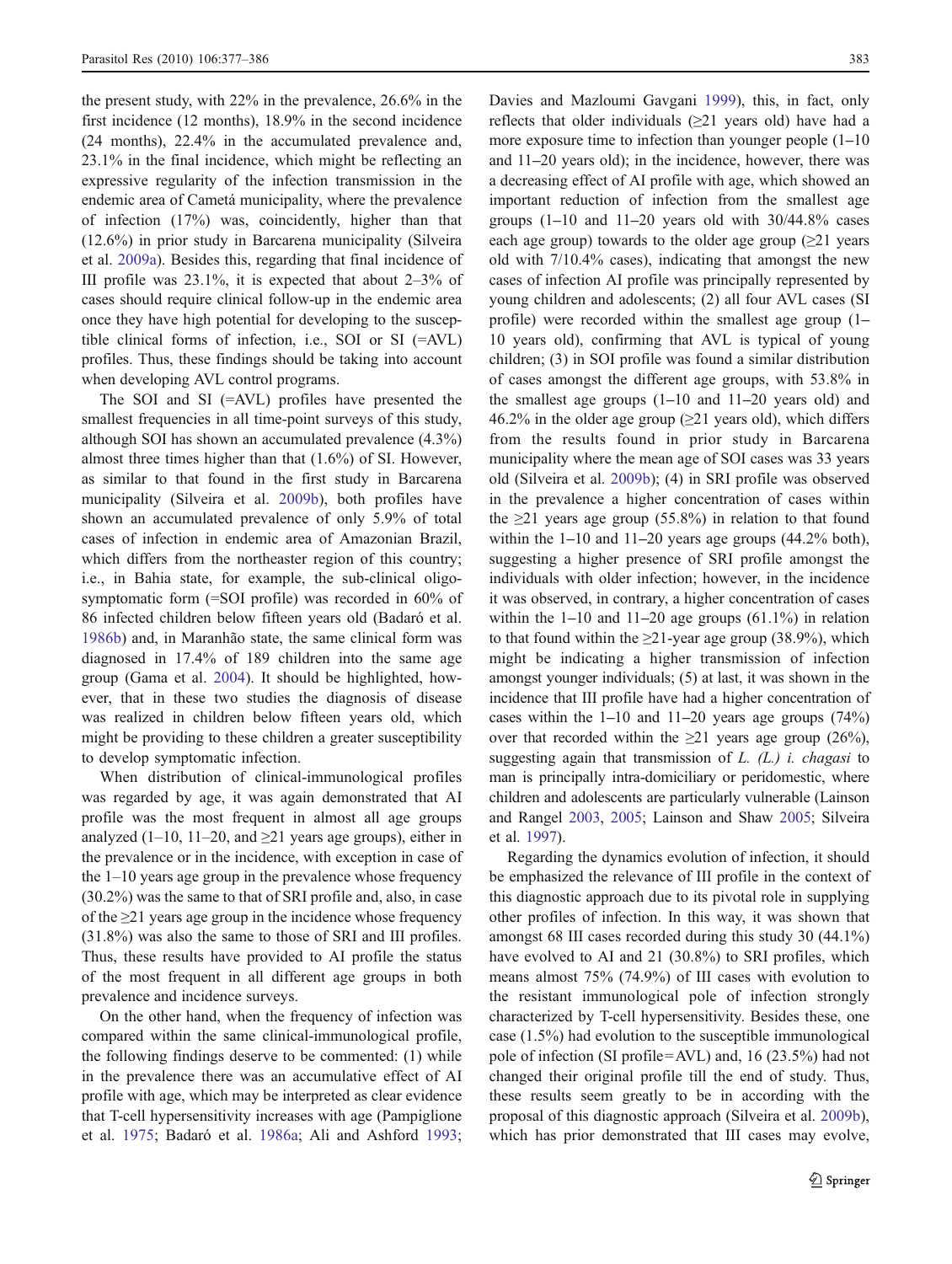the present study, with 22% in the prevalence, 26.6% in the first incidence (12 months), 18.9% in the second incidence (24 months), 22.4% in the accumulated prevalence and, 23.1% in the final incidence, which might be reflecting an expressive regularity of the infection transmission in the endemic area of Cametá municipality, where the prevalence of infection (17%) was, coincidently, higher than that (12.6%) in prior study in Barcarena municipality (Silveira et al. 2009a). Besides this, regarding that final incidence of III profile was 23.1%, it is expected that about 2–3% of cases should require clinical follow-up in the endemic area once they have high potential for developing to the susceptible clinical forms of infection, i.e., SOI or SI (=AVL) profiles. Thus, these findings should be taking into account when developing AVL control programs.

The SOI and SI (=AVL) profiles have presented the smallest frequencies in all time-point surveys of this study, although SOI has shown an accumulated prevalence (4.3%) almost three times higher than that (1.6%) of SI. However, as similar to that found in the first study in Barcarena municipality (Silveira et al. 2009b), both profiles have shown an accumulated prevalence of only 5.9% of total cases of infection in endemic area of Amazonian Brazil, which differs from the northeaster region of this country; i.e., in Bahia state, for example, the sub-clinical oligosymptomatic form (=SOI profile) was recorded in 60% of 86 infected children below fifteen years old (Badaró et al. 1986b) and, in Maranhão state, the same clinical form was diagnosed in 17.4% of 189 children into the same age group (Gama et al. 2004). It should be highlighted, however, that in these two studies the diagnosis of disease was realized in children below fifteen years old, which might be providing to these children a greater susceptibility to develop symptomatic infection.

When distribution of clinical-immunological profiles was regarded by age, it was again demonstrated that AI profile was the most frequent in almost all age groups analyzed (1–10, 11–20, and ≥21 years age groups), either in the prevalence or in the incidence, with exception in case of the 1–10 years age group in the prevalence whose frequency (30.2%) was the same to that of SRI profile and, also, in case of the ≥21 years age group in the incidence whose frequency (31.8%) was also the same to those of SRI and III profiles. Thus, these results have provided to AI profile the status of the most frequent in all different age groups in both prevalence and incidence surveys.

On the other hand, when the frequency of infection was compared within the same clinical-immunological profile, the following findings deserve to be commented: (1) while in the prevalence there was an accumulative effect of AI profile with age, which may be interpreted as clear evidence that T-cell hypersensitivity increases with age (Pampiglione et al. 1975; Badaró et al. 1986a; Ali and Ashford 1993; Davies and Mazloumi Gavgani 1999), this, in fact, only reflects that older individuals (≥21 years old) have had a more exposure time to infection than younger people (1–10 and 11–20 years old); in the incidence, however, there was a decreasing effect of AI profile with age, which showed an important reduction of infection from the smallest age groups (1–10 and 11–20 years old with 30/44.8% cases each age group) towards to the older age group (≥21 years old with 7/10.4% cases), indicating that amongst the new cases of infection AI profile was principally represented by young children and adolescents; (2) all four AVL cases (SI profile) were recorded within the smallest age group (1–10 years old), confirming that AVL is typical of young children; (3) in SOI profile was found a similar distribution of cases amongst the different age groups, with 53.8% in the smallest age groups (1–10 and 11–20 years old) and 46.2% in the older age group (≥21 years old), which differs from the results found in prior study in Barcarena municipality where the mean age of SOI cases was 33 years old (Silveira et al. 2009b); (4) in SRI profile was observed in the prevalence a higher concentration of cases within the ≥21 years age group (55.8%) in relation to that found within the 1–10 and 11–20 years age groups (44.2% both), suggesting a higher presence of SRI profile amongst the individuals with older infection; however, in the incidence it was observed, in contrary, a higher concentration of cases within the 1–10 and 11–20 age groups (61.1%) in relation to that found within the ≥21-year age group (38.9%), which might be indicating a higher transmission of infection amongst younger individuals; (5) at last, it was shown in the incidence that III profile have had a higher concentration of cases within the 1–10 and 11–20 years age groups (74%) over that recorded within the ≥21 years age group (26%), suggesting again that transmission of *L. (L.) i. chagasi* to man is principally intra-domiciliary or peridomestic, where children and adolescents are particularly vulnerable (Lainson and Rangel 2003, 2005; Lainson and Shaw 2005; Silveira et al. 1997).

Regarding the dynamics evolution of infection, it should be emphasized the relevance of III profile in the context of this diagnostic approach due to its pivotal role in supplying other profiles of infection. In this way, it was shown that amongst 68 III cases recorded during this study 30 (44.1%) have evolved to AI and 21 (30.8%) to SRI profiles, which means almost 75% (74.9%) of III cases with evolution to the resistant immunological pole of infection strongly characterized by T-cell hypersensitivity. Besides this, one case (1.5%) had evolution to the susceptible immunological pole of infection (SI profile=AVL) and, 16 (23.5%) had not changed their original profile till the end of study. Thus, these results seem greatly to be in according with the proposal of this diagnostic approach (Silveira et al. 2009b), which has prior demonstrated that III cases may evolve,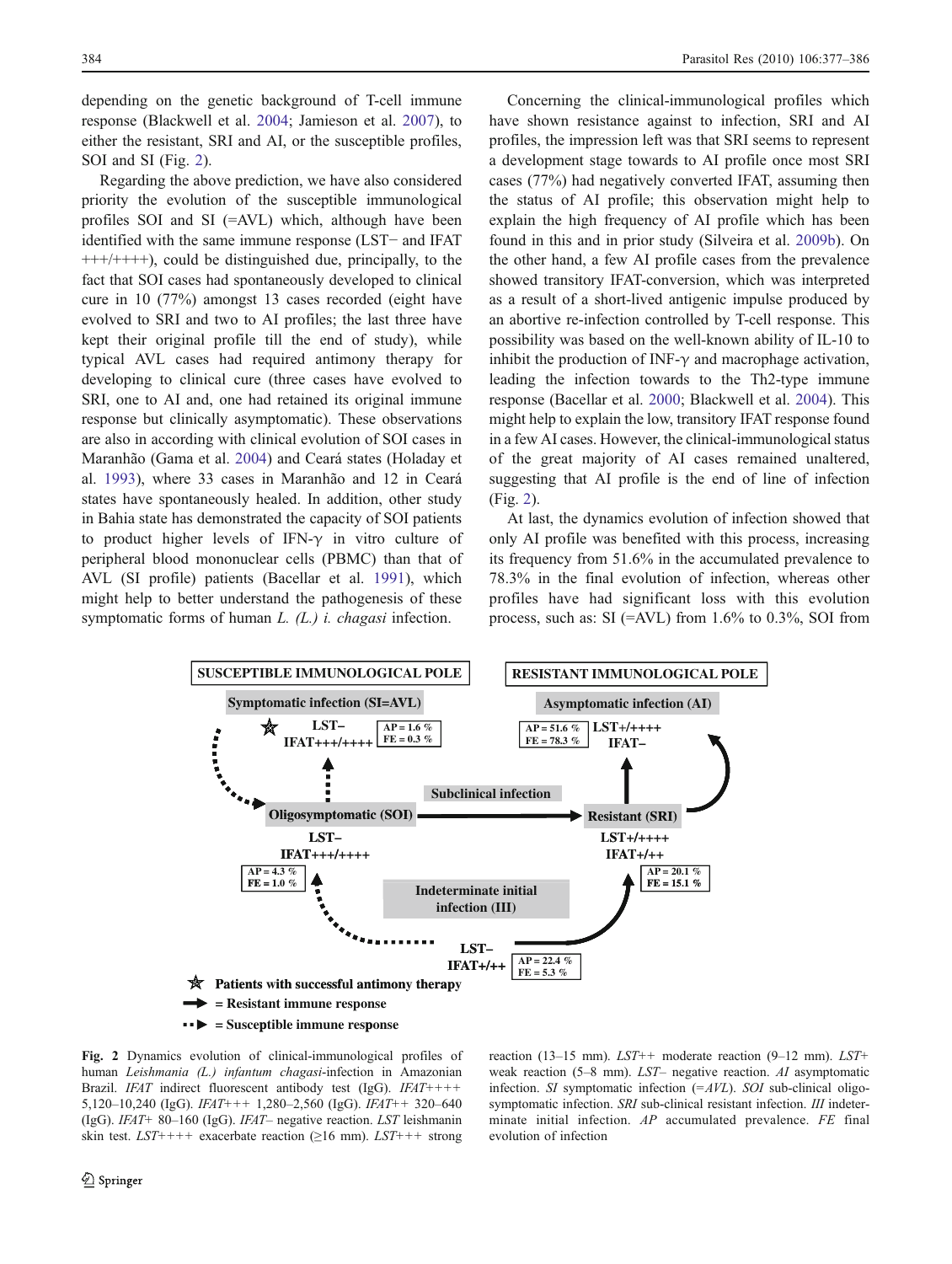depending on the genetic background of T-cell immune response (Blackwell et al. 2004; Jamieson et al. 2007), to either the resistant, SRI and AI, or the susceptible profiles, SOI and SI (Fig. 2).

Regarding the above prediction, we have also considered priority the evolution of the susceptible immunological profiles SOI and SI (=AVL) which, although have been identified with the same immune response (LST− and IFAT +++/++++), could be distinguished due, principally, to the fact that SOI cases had spontaneously developed to clinical cure in 10 (77%) amongst 13 cases recorded (eight have evolved to SRI and two to AI profiles; the last three have kept their original profile till the end of study), while typical AVL cases had required antimony therapy for developing to clinical cure (three cases have evolved to SRI, one to AI and, one had retained its original immune response but clinically asymptomatic). These observations are also in according with clinical evolution of SOI cases in Maranhão (Gama et al. 2004) and Ceará states (Holaday et al. 1993), where 33 cases in Maranhão and 12 in Ceará states have spontaneously healed. In addition, other study in Bahia state has demonstrated the capacity of SOI patients to product higher levels of IFN-γ in vitro culture of peripheral blood mononuclear cells (PBMC) than that of AVL (SI profile) patients (Bacellar et al. 1991), which might help to better understand the pathogenesis of these symptomatic forms of human *L. (L.) i. chagasi* infection.

Concerning the clinical-immunological profiles which have shown resistance against to infection, SRI and AI profiles, the impression left was that SRI seems to represent a development stage towards to AI profile once most SRI cases (77%) had negatively converted IFAT, assuming then the status of AI profile; this observation might help to explain the high frequency of AI profile which has been found in this and in prior study (Silveira et al. 2009b). On the other hand, a few AI profile cases from the prevalence showed transitory IFAT-conversion, which was interpreted as a result of a short-lived antigenic impulse produced by an abortive re-infection controlled by T-cell response. This possibility was based on the well-known ability of IL-10 to inhibit the production of INF-γ and macrophage activation, leading the infection towards to the Th2-type immune response (Bacellar et al. 2000; Blackwell et al. 2004). This might help to explain the low, transitory IFAT response found in a few AI cases. However, the clinical-immunological status of the great majority of AI cases remained unaltered, suggesting that AI profile is the end of line of infection (Fig. 2).

At last, the dynamics evolution of infection showed that only AI profile was benefited with this process, increasing its frequency from 51.6% in the accumulated prevalence to 78.3% in the final evolution of infection, whereas other profiles have had significant loss with this evolution process, such as: SI (=AVL) from 1.6% to 0.3%, SOI from

**Fig. 2** Dynamics evolution of clinical-immunological profiles of human *Leishmania (L.) infantum chagasi*-infection in Amazonian Brazil. *IFAT* indirect fluorescent antibody test (IgG). *IFAT++++* 5,120–10,240 (IgG). *IFAT+++* 1,280–2,560 (IgG). *IFAT++* 320–640 (IgG). *IFAT+* 80–160 (IgG). *IFAT−* negative reaction. *LST* leishmanin skin test. *LST++++* exacerbate reaction (≥16 mm). *LST+++* strong reaction (13–15 mm). *LST++* moderate reaction (9–12 mm). *LST+* weak reaction (5–8 mm). *LST−* negative reaction. *AI* asymptomatic infection. *SI* symptomatic infection (=*AVL*). *SOI* sub-clinical oligosymptomatic infection. *SRI* sub-clinical resistant infection. *III* indeterminate initial infection. *AP* accumulated prevalence. *FE* final evolution of infection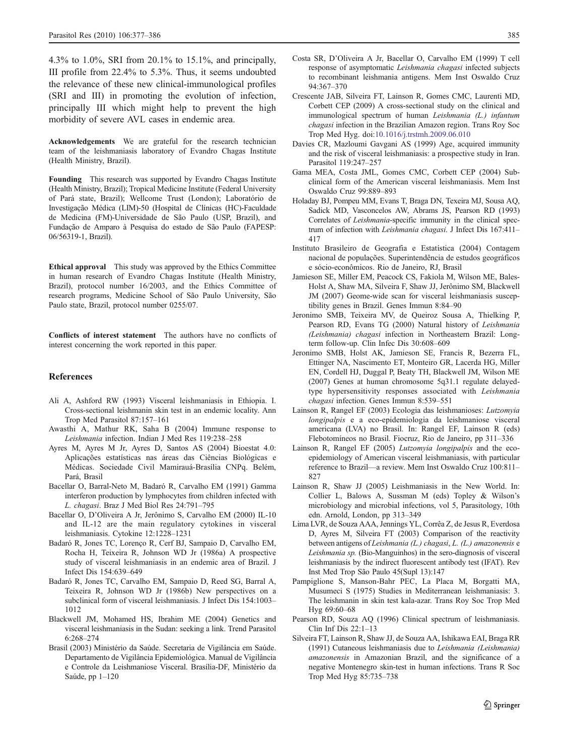4.3% to 1.0%, SRI from 20.1% to 15.1%, and principally, III profile from 22.4% to 5.3%. Thus, it seems undoubted the relevance of these new clinical-immunological profiles (SRI and III) in promoting the evolution of infection, principally III which might help to prevent the high morbidity of severe AVL cases in endemic area.

**Acknowledgements** We are grateful for the research technician team of the leishmaniasis laboratory of Evandro Chagas Institute (Health Ministry, Brazil).

**Founding** This research was supported by Evandro Chagas Institute (Health Ministry, Brazil); Tropical Medicine Institute (Federal University of Pará state, Brazil); Wellcome Trust (London); Laboratório de Investigação Médica (LIM)-50 (Hospital de Clínicas (HC)-Faculdade de Medicina (FM)-Universidade de São Paulo (USP, Brazil), and Fundação de Amparo à Pesquisa do estado de São Paulo (FAPESP: 06/56319-1, Brazil).

**Ethical approval** This study was approved by the Ethics Committee in human research of Evandro Chagas Institute (Health Ministry, Brazil), protocol number 16/2003, and the Ethics Committee of research programs, Medicine School of São Paulo University, São Paulo state, Brazil, protocol number 0255/07.

**Conflicts of interest statement** The authors have no conflicts of interest concerning the work reported in this paper.

## References

- Ali A, Ashford RW (1993) Visceral leishmaniasis in Ethiopia. I. Cross-sectional leishmanin skin test in an endemic locality. Ann Trop Med Parasitol 87:157–161
- Awasthi A, Mathur RK, Saha B (2004) Immune response to *Leishmania* infection. Indian J Med Res 119:238–258
- Ayres M, Ayres M Jr, Ayres D, Santos AS (2004) Bioestat 4.0: Aplicações estatísticas nas áreas das Ciências Biológicas e Médicas. Sociedade Civil Mamirauá-Brasília CNPq. Belém, Pará, Brasil
- Bacellar O, Barral-Neto M, Badaró R, Carvalho EM (1991) Gamma interferon production by lymphocytes from children infected with *L. chagasi*. Braz J Med Biol Res 24:791–795
- Bacellar O, D'Oliveira A Jr, Jerônimo S, Carvalho EM (2000) IL-10 and IL-12 are the main regulatory cytokines in visceral leishmaniasis. Cytokine 12:1228–1231
- Badaró R, Jones TC, Lorenço R, Cerf BJ, Sampaio D, Carvalho EM, Rocha H, Teixeira R, Johnson WD Jr (1986a) A prospective study of visceral leishmaniasis in an endemic area of Brazil. J Infect Dis 154:639–649
- Badaró R, Jones TC, Carvalho EM, Sampaio D, Reed SG, Barral A, Teixeira R, Johnson WD Jr (1986b) New perspectives on a subclinical form of visceral leishmaniasis. J Infect Dis 154:1003–1012
- Blackwell JM, Mohamed HS, Ibrahim ME (2004) Genetics and visceral leishmaniasis in the Sudan: seeking a link. Trend Parasitol 6:268–274
- Brasil (2003) Ministério da Saúde. Secretaria de Vigilância em Saúde. Departamento de Vigilância Epidemiológica. Manual de Vigilância e Controle da Leishmaniose Visceral. Brasília-DF, Ministério da Saúde, pp 1–120
- Costa SR, D'Oliveira A Jr, Bacellar O, Carvalho EM (1999) T cell response of asymptomatic *Leishmania chagasi* infected subjects to recombinant leishmania antigens. Mem Inst Oswaldo Cruz 94:367–370
- Crescente JAB, Silveira FT, Lainson R, Gomes CMC, Laurenti MD, Corbett CEP (2009) A cross-sectional study on the clinical and immunological spectrum of human *Leishmania (L.) infantum chagasi* infection in the Brazilian Amazon region. Trans Roy Soc Trop Med Hyg. doi:10.1016/j.trstmh.2009.06.010
- Davies CR, Mazloumi Gavgani AS (1999) Age, acquired immunity and the risk of visceral leishmaniasis: a prospective study in Iran. Parasitol 119:247–257
- Gama MEA, Costa JML, Gomes CMC, Corbett CEP (2004) Subclinical form of the American visceral leishmaniasis. Mem Inst Oswaldo Cruz 99:889–893
- Holaday BJ, Pompeu MM, Evans T, Braga DN, Texeira MJ, Sousa AQ, Sadick MD, Vasconcelos AW, Abrams JS, Pearson RD (1993) Correlates of *Leishmania*-specific immunity in the clinical spectrum of infection with *Leishmania chagasi*. J Infect Dis 167:411–417
- Instituto Brasileiro de Geografia e Estatística (2004) Contagem nacional de populações. Superintendência de estudos geográficos e sócio-econômicos. Rio de Janeiro, RJ, Brasil
- Jamieson SE, Miller EM, Peacock CS, Fakiola M, Wilson ME, Bales-Holst A, Shaw MA, Silveira F, Shaw JJ, Jerônimo SM, Blackwell JM (2007) Geome-wide scan for visceral leishmaniasis susceptibility genes in Brazil. Genes Immun 8:84–90
- Jeronimo SMB, Teixeira MV, de Queiroz Sousa A, Thielking P, Pearson RD, Evans TG (2000) Natural history of *Leishmania (Leishmania) chagasi* infection in Northeastern Brazil: Long-term follow-up. Clin Infec Dis 30:608–609
- Jeronimo SMB, Holst AK, Jamieson SE, Francis R, Bezerra FL, Ettinger NA, Nascimento ET, Monteiro GR, Lacerda HG, Miller EN, Cordell HJ, Duggal P, Beaty TH, Blackwell JM, Wilson ME (2007) Genes at human chromosome 5q31.1 regulate delayed-type hypersensitivity responses associated with *Leishmania chagasi* infection. Genes Immun 8:539–551
- Lainson R, Rangel EF (2003) Ecologia das leishmanioses: *Lutzomyia longipalpis* e a eco-epidemiologia da leishmaniose visceral americana (LVA) no Brasil. In: Rangel EF, Lainson R (eds) Flebotomíneos no Brasil. Fiocruz, Rio de Janeiro, pp 311–336
- Lainson R, Rangel EF (2005) *Lutzomyia longipalpis* and the eco-epidemiology of American visceral leishmaniasis, with particular reference to Brazil—a review. Mem Inst Oswaldo Cruz 100:811–827
- Lainson R, Shaw JJ (2005) Leishmaniasis in the New World. In: Collier L, Balows A, Sussman M (eds) Topley & Wilson's microbiology and microbial infections, vol 5, Parasitology, 10th edn. Arnold, London, pp 313–349
- Lima LVR, de Souza AAA, Jennings YL, Corrêa Z, de Jesus R, Everdosa D, Ayres M, Silveira FT (2003) Comparison of the reactivity between antigens of *Leishmania (L.) chagasi*, *L. (L.) amazonensis* e *Leishmania sp.* (Bio-Manguinhos) in the sero-diagnosis of visceral leishmaniasis by the indirect fluorescent antibody test (IFAT). Rev Inst Med Trop São Paulo 45(Supl 13):147
- Pampiglione S, Manson-Bahr PEC, La Placa M, Borgatti MA, Musumeci S (1975) Studies in Mediterranean leishmaniasis: 3. The leishmanin in skin test kala-azar. Trans Roy Soc Trop Med Hyg 69:60–68
- Pearson RD, Souza AQ (1996) Clinical spectrum of leishmaniasis. Clin Inf Dis 22:1–13
- Silveira FT, Lainson R, Shaw JJ, de Souza AA, Ishikawa EAI, Braga RR (1991) Cutaneous leishmaniasis due to *Leishmania (Leishmania) amazonensis* in Amazonian Brazil, and the significance of a negative Montenegro skin-test in human infections. Trans R Soc Trop Med Hyg 85:735–738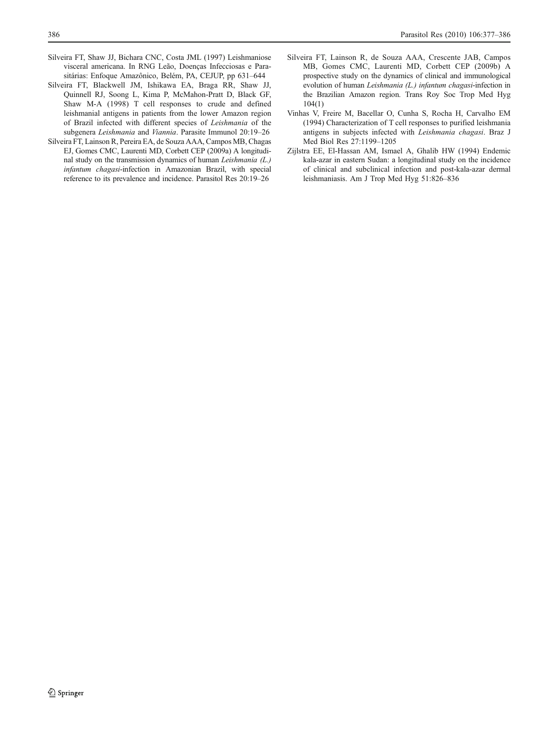Silveira FT, Shaw JJ, Bichara CNC, Costa JML (1997) Leishmaniose visceral americana. In RNG Leão, Doenças Infecciosas e Parasitárias: Enfoque Amazônico, Belém, PA, CEJUP, pp 631–644

Silveira FT, Blackwell JM, Ishikawa EA, Braga RR, Shaw JJ, Quinnell RJ, Soong L, Kima P, McMahon-Pratt D, Black GF, Shaw M-A (1998) T cell responses to crude and defined leishmanial antigens in patients from the lower Amazon region of Brazil infected with different species of *Leishmania* of the subgenera *Leishmania* and *Viannia*. Parasite Immunol 20:19–26

Silveira FT, Lainson R, Pereira EA, de Souza AAA, Campos MB, Chagas EJ, Gomes CMC, Laurenti MD, Corbett CEP (2009a) A longitudinal study on the transmission dynamics of human *Leishmania (L.) infantum chagasi*-infection in Amazonian Brazil, with special reference to its prevalence and incidence. Parasitol Res 20:19–26

Silveira FT, Lainson R, de Souza AAA, Crescente JAB, Campos MB, Gomes CMC, Laurenti MD, Corbett CEP (2009b) A prospective study on the dynamics of clinical and immunological evolution of human *Leishmania (L.) infantum chagasi*-infection in the Brazilian Amazon region. Trans Roy Soc Trop Med Hyg 104(1)

Vinhas V, Freire M, Bacellar O, Cunha S, Rocha H, Carvalho EM (1994) Characterization of T cell responses to purified leishmania antigens in subjects infected with *Leishmania chagasi*. Braz J Med Biol Res 27:1199–1205

Zijlstra EE, El-Hassan AM, Ismael A, Ghalib HW (1994) Endemic kala-azar in eastern Sudan: a longitudinal study on the incidence of clinical and subclinical infection and post-kala-azar dermal leishmaniasis. Am J Trop Med Hyg 51:826–836